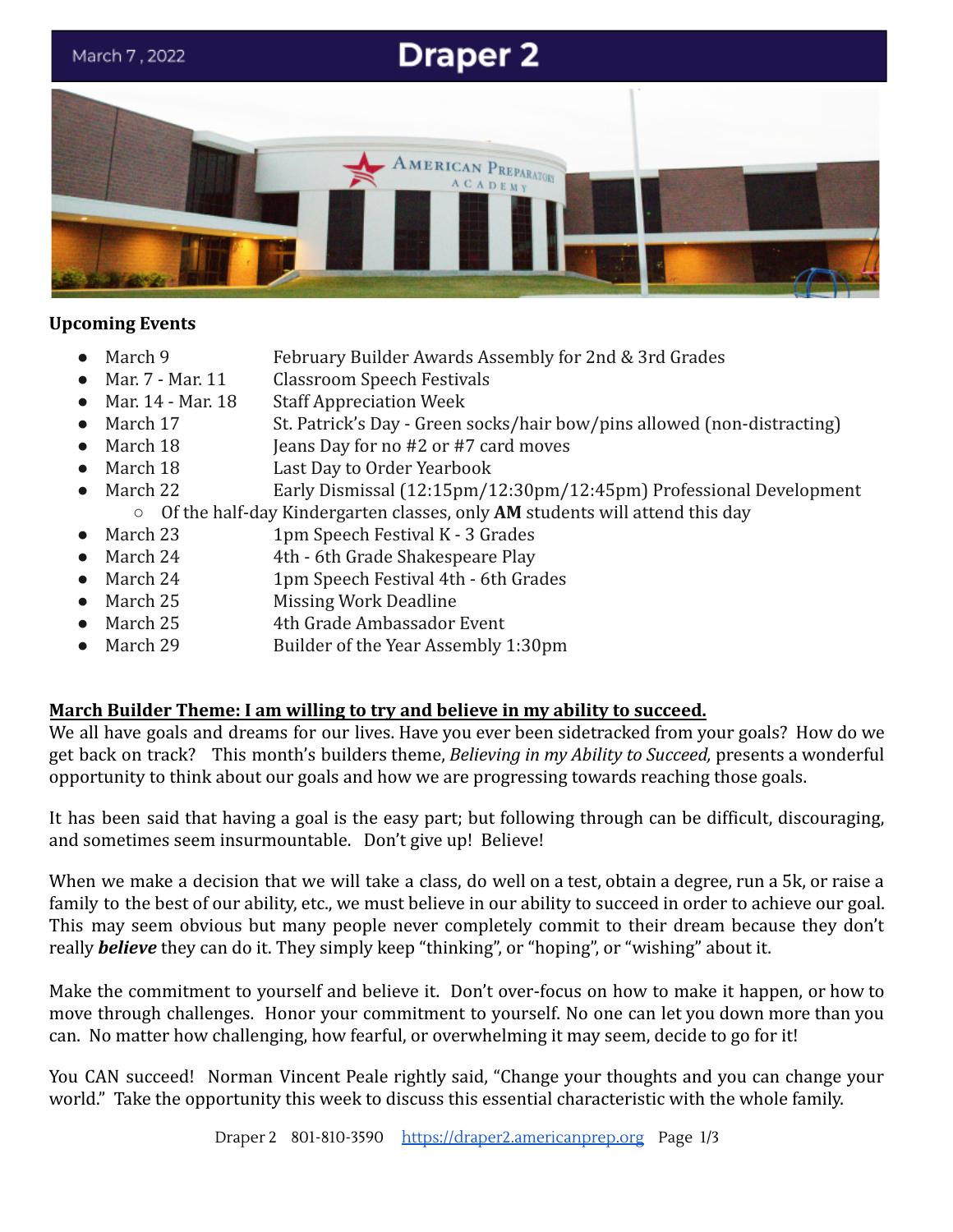March 7, 2022

# Draper 2

## Upcoming Events

- March 9 — February Builder Awards Assembly for 2nd & 3rd Grades
- Mar. 7 - Mar. 11 — Classroom Speech Festivals
- Mar. 14 - Mar. 18 — Staff Appreciation Week
- March 17 — St. Patrick's Day - Green socks/hair bow/pins allowed (non-distracting)
- March 18 — Jeans Day for no #2 or #7 card moves
- March 18 — Last Day to Order Yearbook
- March 22 — Early Dismissal (12:15pm/12:30pm/12:45pm) Professional Development
  - Of the half-day Kindergarten classes, only **AM** students will attend this day
- March 23 — 1pm Speech Festival K - 3 Grades
- March 24 — 4th - 6th Grade Shakespeare Play
- March 24 — 1pm Speech Festival 4th - 6th Grades
- March 25 — Missing Work Deadline
- March 25 — 4th Grade Ambassador Event
- March 29 — Builder of the Year Assembly 1:30pm

## March Builder Theme: I am willing to try and believe in my ability to succeed.

We all have goals and dreams for our lives. Have you ever been sidetracked from your goals? How do we get back on track? This month's builders theme, *Believing in my Ability to Succeed,* presents a wonderful opportunity to think about our goals and how we are progressing towards reaching those goals.

It has been said that having a goal is the easy part; but following through can be difficult, discouraging, and sometimes seem insurmountable. Don't give up! Believe!

When we make a decision that we will take a class, do well on a test, obtain a degree, run a 5k, or raise a family to the best of our ability, etc., we must believe in our ability to succeed in order to achieve our goal. This may seem obvious but many people never completely commit to their dream because they don't really ***believe*** they can do it. They simply keep "thinking", or "hoping", or "wishing" about it.

Make the commitment to yourself and believe it. Don't over-focus on how to make it happen, or how to move through challenges. Honor your commitment to yourself. No one can let you down more than you can. No matter how challenging, how fearful, or overwhelming it may seem, decide to go for it!

You CAN succeed! Norman Vincent Peale rightly said, "Change your thoughts and you can change your world." Take the opportunity this week to discuss this essential characteristic with the whole family.

Draper 2 801-810-3590 https://draper2.americanprep.org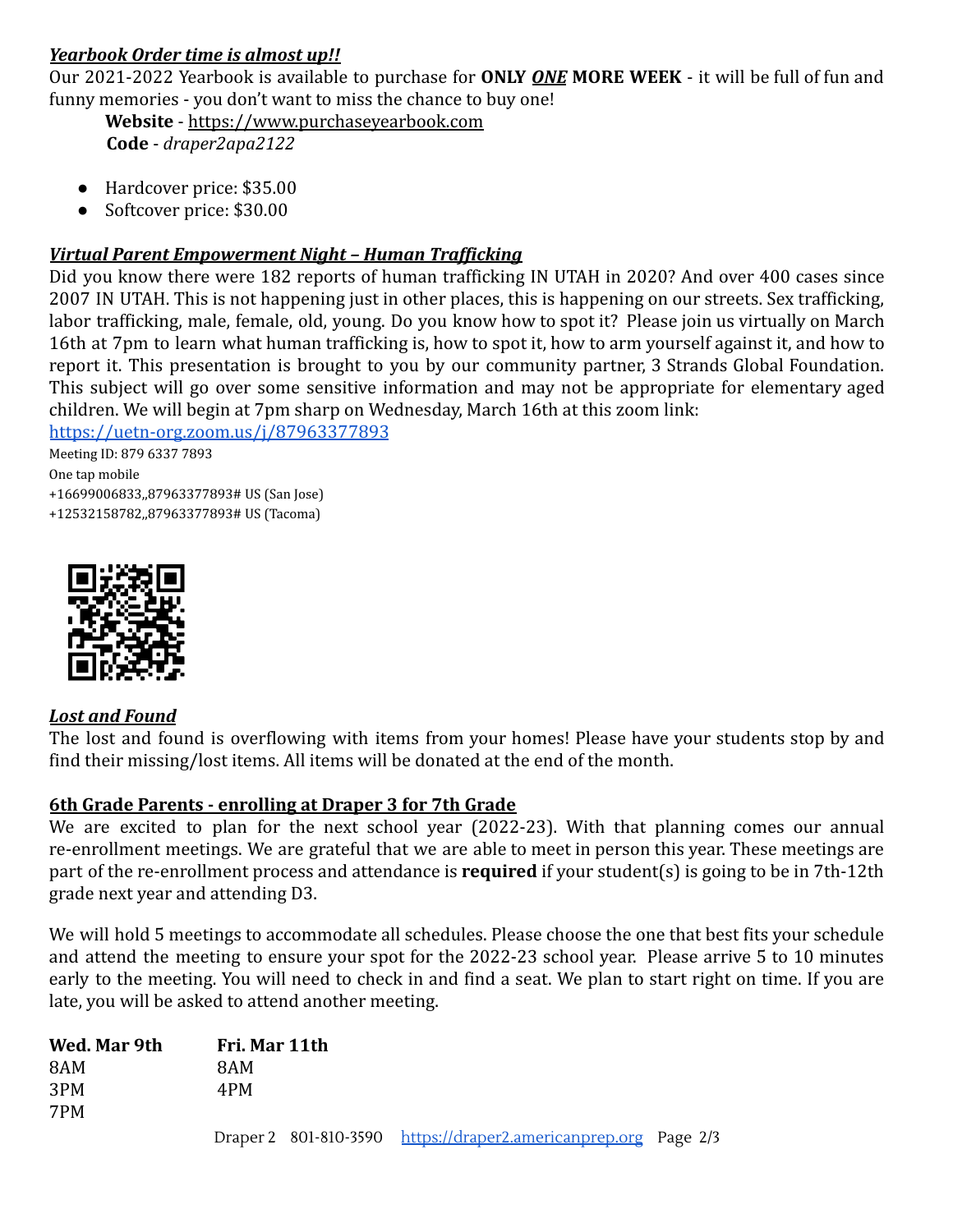***Yearbook Order time is almost up!!***

Our 2021-2022 Yearbook is available to purchase for **ONLY *ONE* MORE WEEK** - it will be full of fun and funny memories - you don't want to miss the chance to buy one!

**Website** - https://www.purchaseyearbook.com
**Code** - *draper2apa2122*

- Hardcover price: $35.00
- Softcover price: $30.00

***Virtual Parent Empowerment Night – Human Trafficking***

Did you know there were 182 reports of human trafficking IN UTAH in 2020? And over 400 cases since 2007 IN UTAH. This is not happening just in other places, this is happening on our streets. Sex trafficking, labor trafficking, male, female, old, young. Do you know how to spot it? Please join us virtually on March 16th at 7pm to learn what human trafficking is, how to spot it, how to arm yourself against it, and how to report it. This presentation is brought to you by our community partner, 3 Strands Global Foundation. This subject will go over some sensitive information and may not be appropriate for elementary aged children. We will begin at 7pm sharp on Wednesday, March 16th at this zoom link:

https://uetn-org.zoom.us/j/87963377893

Meeting ID: 879 6337 7893
One tap mobile
+16699006833,,87963377893# US (San Jose)
+12532158782,,87963377893# US (Tacoma)

***Lost and Found***

The lost and found is overflowing with items from your homes! Please have your students stop by and find their missing/lost items. All items will be donated at the end of the month.

**6th Grade Parents - enrolling at Draper 3 for 7th Grade**

We are excited to plan for the next school year (2022-23). With that planning comes our annual re-enrollment meetings. We are grateful that we are able to meet in person this year. These meetings are part of the re-enrollment process and attendance is **required** if your student(s) is going to be in 7th-12th grade next year and attending D3.

We will hold 5 meetings to accommodate all schedules. Please choose the one that best fits your schedule and attend the meeting to ensure your spot for the 2022-23 school year. Please arrive 5 to 10 minutes early to the meeting. You will need to check in and find a seat. We plan to start right on time. If you are late, you will be asked to attend another meeting.

| Wed. Mar 9th | Fri. Mar 11th |
| --- | --- |
| 8AM | 8AM |
| 3PM | 4PM |
| 7PM | |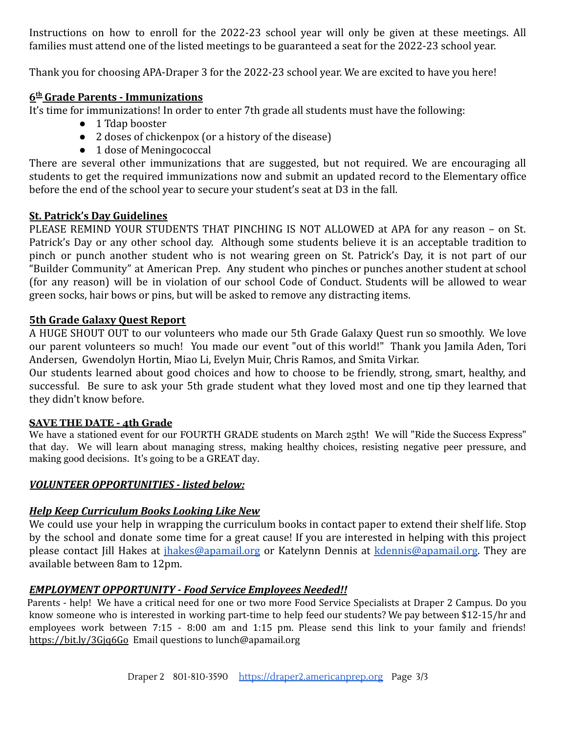Instructions on how to enroll for the 2022-23 school year will only be given at these meetings. All families must attend one of the listed meetings to be guaranteed a seat for the 2022-23 school year.

Thank you for choosing APA-Draper 3 for the 2022-23 school year. We are excited to have you here!

### 6th Grade Parents - Immunizations

It's time for immunizations! In order to enter 7th grade all students must have the following:

- 1 Tdap booster
- 2 doses of chickenpox (or a history of the disease)
- 1 dose of Meningococcal

There are several other immunizations that are suggested, but not required. We are encouraging all students to get the required immunizations now and submit an updated record to the Elementary office before the end of the school year to secure your student's seat at D3 in the fall.

### St. Patrick's Day Guidelines

PLEASE REMIND YOUR STUDENTS THAT PINCHING IS NOT ALLOWED at APA for any reason – on St. Patrick's Day or any other school day. Although some students believe it is an acceptable tradition to pinch or punch another student who is not wearing green on St. Patrick's Day, it is not part of our "Builder Community" at American Prep. Any student who pinches or punches another student at school (for any reason) will be in violation of our school Code of Conduct. Students will be allowed to wear green socks, hair bows or pins, but will be asked to remove any distracting items.

### 5th Grade Galaxy Quest Report

A HUGE SHOUT OUT to our volunteers who made our 5th Grade Galaxy Quest run so smoothly. We love our parent volunteers so much! You made our event "out of this world!" Thank you Jamila Aden, Tori Andersen, Gwendolyn Hortin, Miao Li, Evelyn Muir, Chris Ramos, and Smita Virkar.

Our students learned about good choices and how to choose to be friendly, strong, smart, healthy, and successful. Be sure to ask your 5th grade student what they loved most and one tip they learned that they didn't know before.

### SAVE THE DATE - 4th Grade

We have a stationed event for our FOURTH GRADE students on March 25th! We will "Ride the Success Express" that day. We will learn about managing stress, making healthy choices, resisting negative peer pressure, and making good decisions. It's going to be a GREAT day.

### *VOLUNTEER OPPORTUNITIES - listed below:*

### *Help Keep Curriculum Books Looking Like New*

We could use your help in wrapping the curriculum books in contact paper to extend their shelf life. Stop by the school and donate some time for a great cause! If you are interested in helping with this project please contact Jill Hakes at jhakes@apamail.org or Katelynn Dennis at kdennis@apamail.org. They are available between 8am to 12pm.

### *EMPLOYMENT OPPORTUNITY - Food Service Employees Needed!!*

Parents - help! We have a critical need for one or two more Food Service Specialists at Draper 2 Campus. Do you know someone who is interested in working part-time to help feed our students? We pay between $12-15/hr and employees work between 7:15 - 8:00 am and 1:15 pm. Please send this link to your family and friends! https://bit.ly/3Gjq6Go Email questions to lunch@apamail.org

Draper 2 801-810-3590 https://draper2.americanprep.org